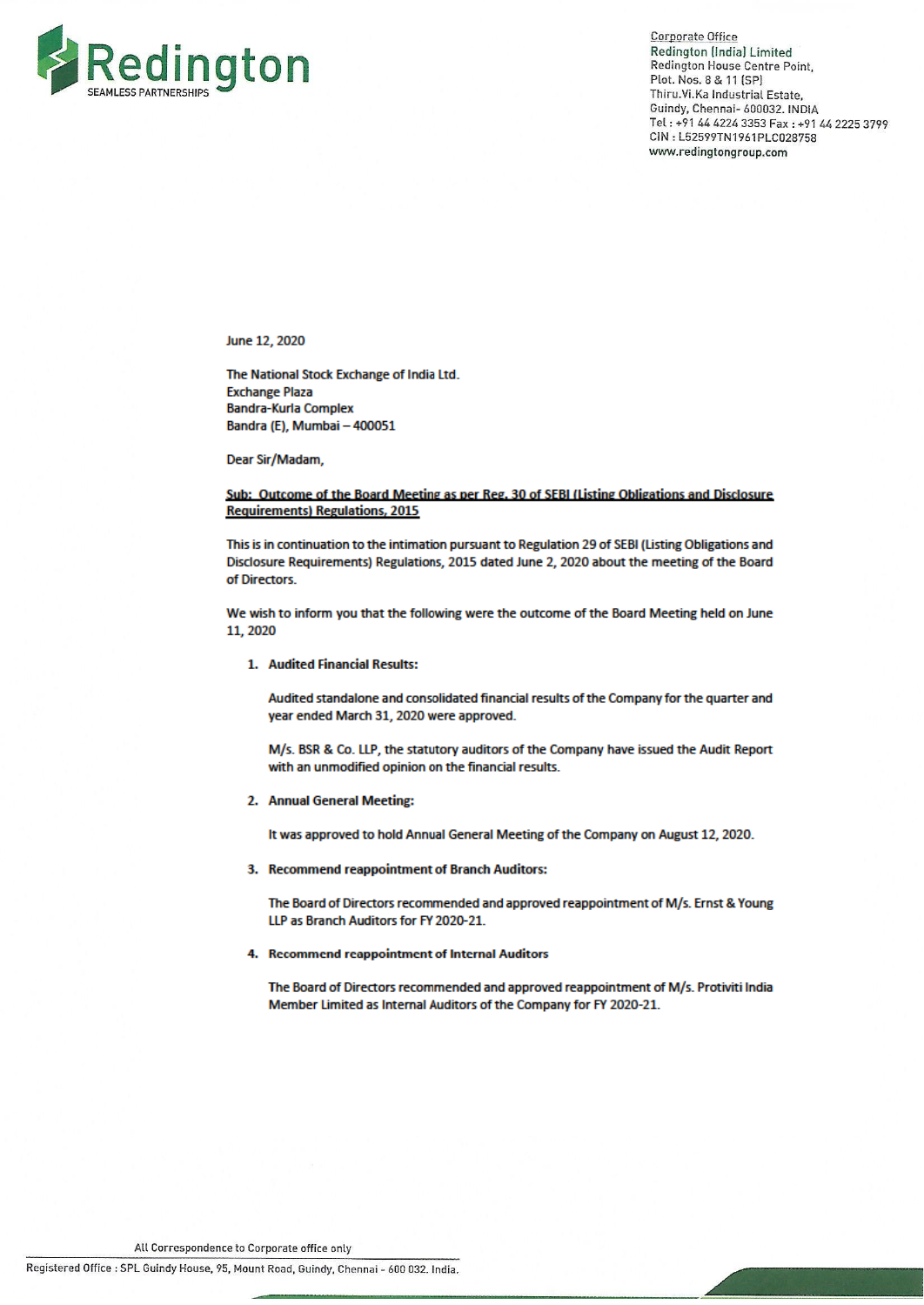Redington
SEAMLESS PARTNERSHIPS

Corporate Office
Redington (India) Limited
Redington House Centre Point,
Plot. Nos. 8 & 11 (SP)
Thiru.Vi.Ka Industrial Estate,
Guindy, Chennai- 600032. INDIA
Tel : +91 44 4224 3353 Fax : +91 44 2225 3799
CIN : L52599TN1961PLC028758
www.redingtongroup.com

June 12, 2020

The National Stock Exchange of India Ltd.
Exchange Plaza
Bandra-Kurla Complex
Bandra (E), Mumbai – 400051

Dear Sir/Madam,

**Sub: Outcome of the Board Meeting as per Reg. 30 of SEBI (Listing Obligations and Disclosure Requirements) Regulations, 2015**

This is in continuation to the intimation pursuant to Regulation 29 of SEBI (Listing Obligations and Disclosure Requirements) Regulations, 2015 dated June 2, 2020 about the meeting of the Board of Directors.

We wish to inform you that the following were the outcome of the Board Meeting held on June 11, 2020

1. **Audited Financial Results:**

   Audited standalone and consolidated financial results of the Company for the quarter and year ended March 31, 2020 were approved.

   M/s. BSR & Co. LLP, the statutory auditors of the Company have issued the Audit Report with an unmodified opinion on the financial results.

2. **Annual General Meeting:**

   It was approved to hold Annual General Meeting of the Company on August 12, 2020.

3. **Recommend reappointment of Branch Auditors:**

   The Board of Directors recommended and approved reappointment of M/s. Ernst & Young LLP as Branch Auditors for FY 2020-21.

4. **Recommend reappointment of Internal Auditors**

   The Board of Directors recommended and approved reappointment of M/s. Protiviti India Member Limited as Internal Auditors of the Company for FY 2020-21.

All Correspondence to Corporate office only

Registered Office : SPL Guindy House, 95, Mount Road, Guindy, Chennai - 600 032. India.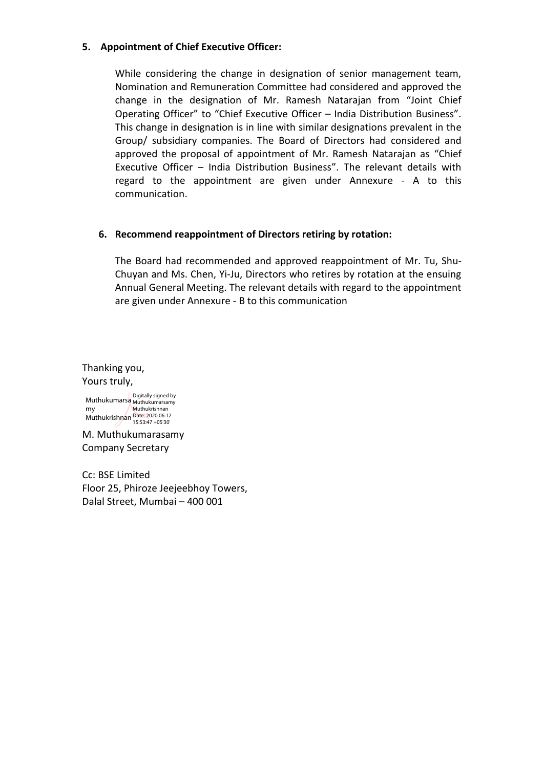**5. Appointment of Chief Executive Officer:**

While considering the change in designation of senior management team, Nomination and Remuneration Committee had considered and approved the change in the designation of Mr. Ramesh Natarajan from "Joint Chief Operating Officer" to "Chief Executive Officer – India Distribution Business". This change in designation is in line with similar designations prevalent in the Group/ subsidiary companies. The Board of Directors had considered and approved the proposal of appointment of Mr. Ramesh Natarajan as "Chief Executive Officer – India Distribution Business". The relevant details with regard to the appointment are given under Annexure - A to this communication.

**6. Recommend reappointment of Directors retiring by rotation:**

The Board had recommended and approved reappointment of Mr. Tu, Shu-Chuyan and Ms. Chen, Yi-Ju, Directors who retires by rotation at the ensuing Annual General Meeting. The relevant details with regard to the appointment are given under Annexure - B to this communication

Thanking you,
Yours truly,

Muthukumarasamy Muthukrishnan — Digitally signed by Muthukumarsamy Muthukrishnan Date: 2020.06.12 15:53:47 +05'30'

M. Muthukumarasamy
Company Secretary

Cc: BSE Limited
Floor 25, Phiroze Jeejeebhoy Towers,
Dalal Street, Mumbai – 400 001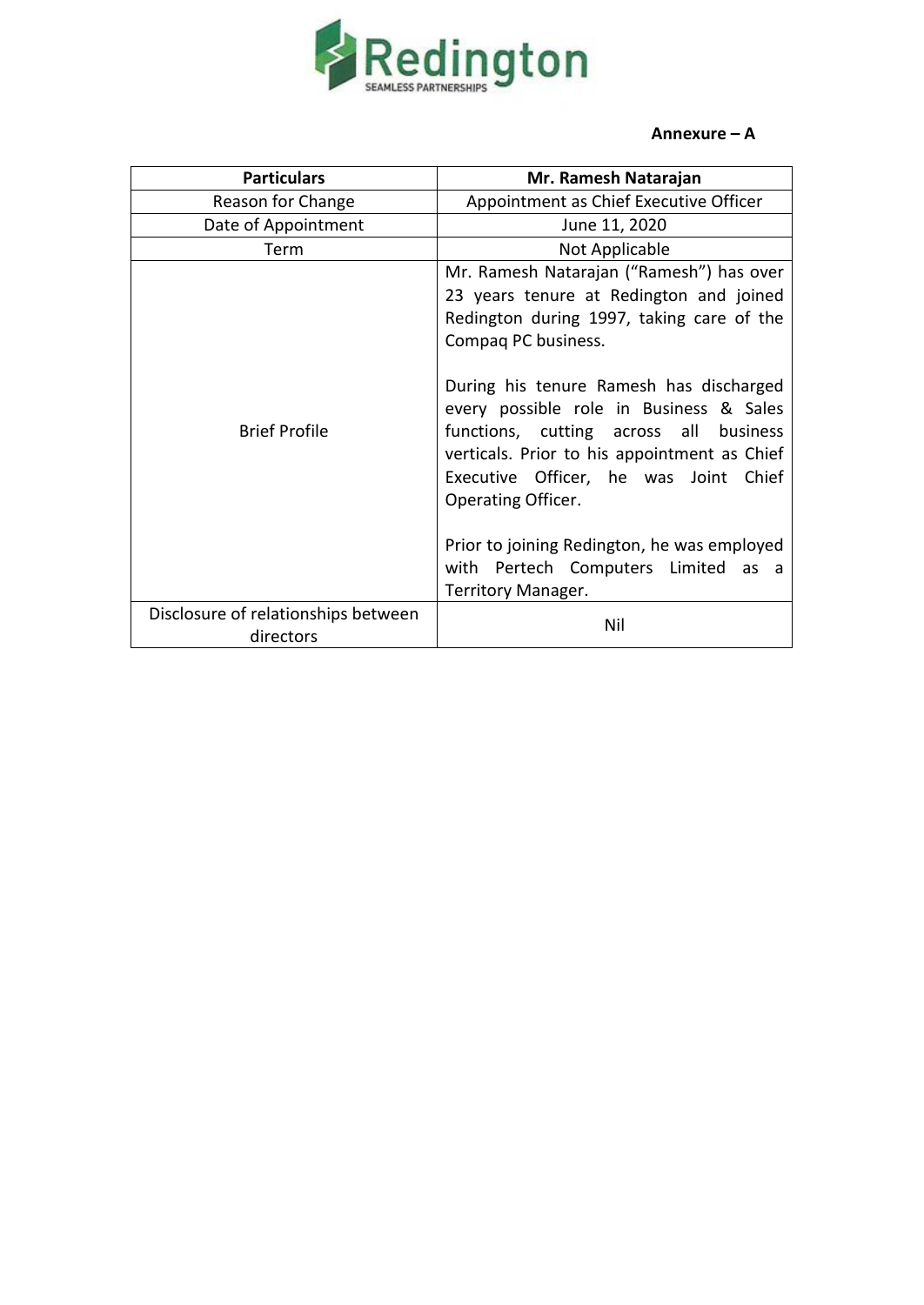**Annexure – A**

| Particulars | Mr. Ramesh Natarajan |
|---|---|
| Reason for Change | Appointment as Chief Executive Officer |
| Date of Appointment | June 11, 2020 |
| Term | Not Applicable |
| Brief Profile | Mr. Ramesh Natarajan ("Ramesh") has over 23 years tenure at Redington and joined Redington during 1997, taking care of the Compaq PC business.<br><br>During his tenure Ramesh has discharged every possible role in Business & Sales functions, cutting across all business verticals. Prior to his appointment as Chief Executive Officer, he was Joint Chief Operating Officer.<br><br>Prior to joining Redington, he was employed with Pertech Computers Limited as a Territory Manager. |
| Disclosure of relationships between directors | Nil |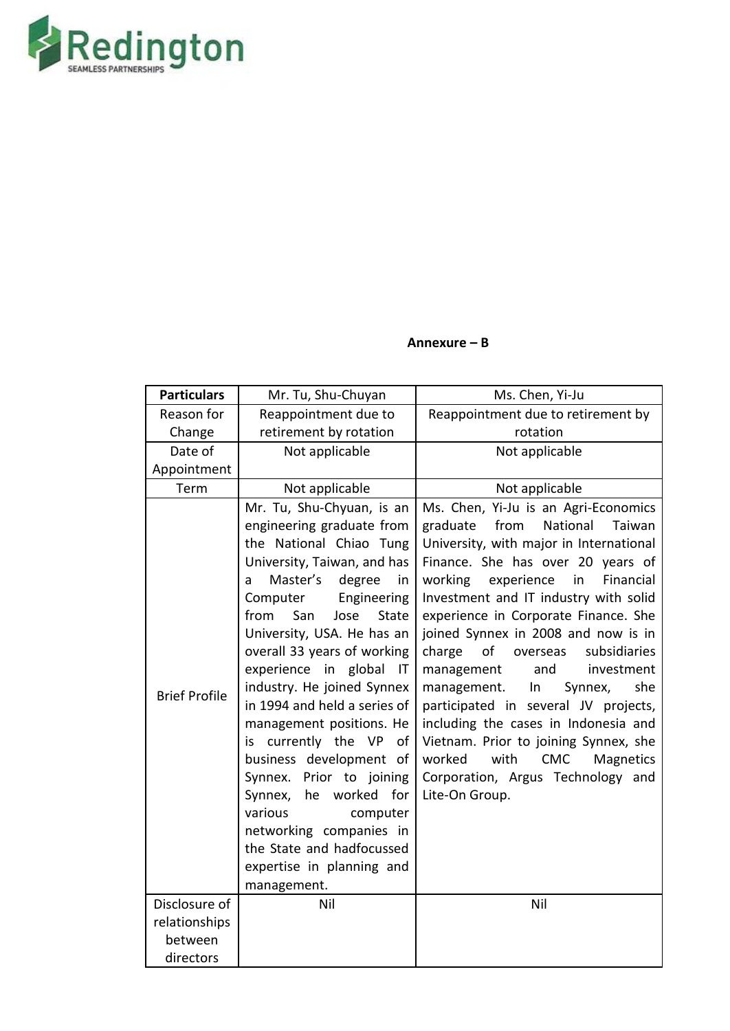**Annexure – B**

| Particulars | Mr. Tu, Shu-Chuyan | Ms. Chen, Yi-Ju |
|---|---|---|
| Reason for Change | Reappointment due to retirement by rotation | Reappointment due to retirement by rotation |
| Date of Appointment | Not applicable | Not applicable |
| Term | Not applicable | Not applicable |
| Brief Profile | Mr. Tu, Shu-Chyuan, is an engineering graduate from the National Chiao Tung University, Taiwan, and has a Master's degree in Computer Engineering from San Jose State University, USA. He has an overall 33 years of working experience in global IT industry. He joined Synnex in 1994 and held a series of management positions. He is currently the VP of business development of Synnex. Prior to joining Synnex, he worked for various computer networking companies in the State and hadfocussed expertise in planning and management. | Ms. Chen, Yi-Ju is an Agri-Economics graduate from National Taiwan University, with major in International Finance. She has over 20 years of working experience in Financial Investment and IT industry with solid experience in Corporate Finance. She joined Synnex in 2008 and now is in charge of overseas subsidiaries management and investment management. In Synnex, she participated in several JV projects, including the cases in Indonesia and Vietnam. Prior to joining Synnex, she worked with CMC Magnetics Corporation, Argus Technology and Lite-On Group. |
| Disclosure of relationships between directors | Nil | Nil |